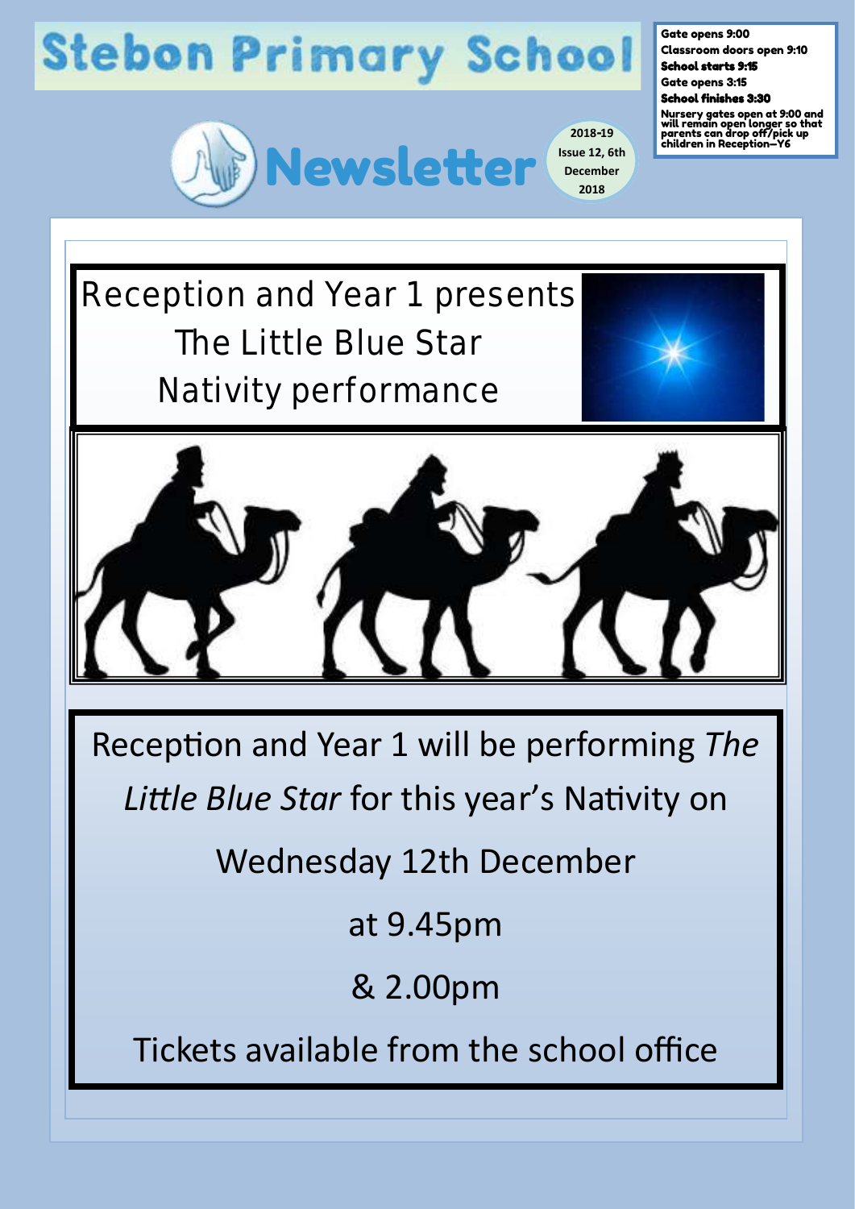# Stebon Primary School

Gate opens 9:00
Classroom doors open 9:10
**School starts 9:15**
Gate opens 3:15
**School finishes 3:30**
Nursery gates open at 9:00 and will remain open longer so that parents can drop off/pick up children in Reception—Y6

## Newsletter

2018-19
Issue 12, 6th December 2018

## Reception and Year 1 presents
## The Little Blue Star
## Nativity performance

Reception and Year 1 will be performing *The Little Blue Star* for this year's Nativity on

Wednesday 12th December

at 9.45pm

& 2.00pm

Tickets available from the school office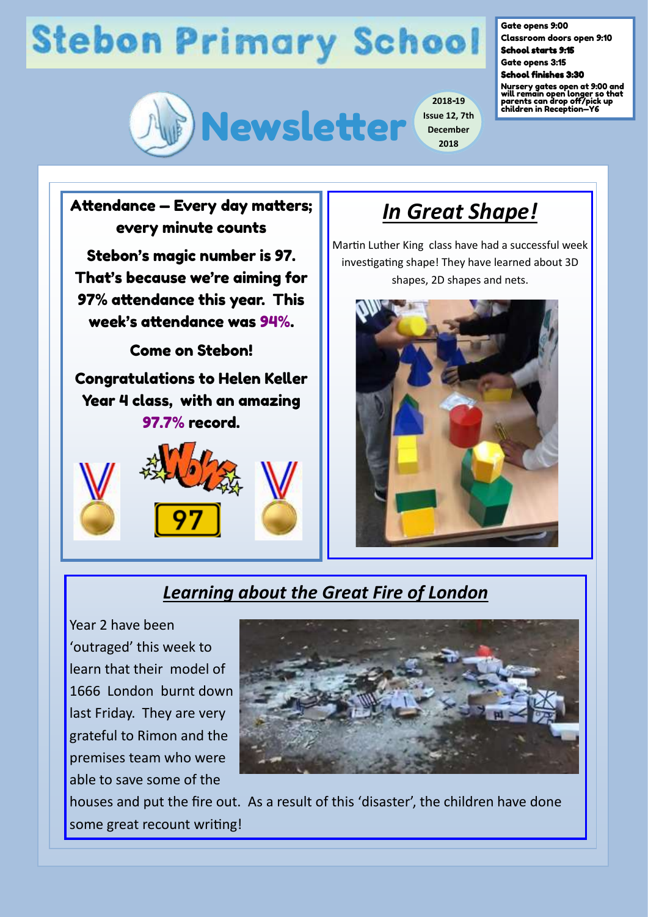# Stebon Primary School

**Gate opens 9:00**
**Classroom doors open 9:10**
**School starts 9:15**
**Gate opens 3:15**
**School finishes 3:30**
**Nursery gates open at 9:00 and will remain open longer so that parents can drop off/pick up children in Reception—Y6**

## Newsletter

2018-19 Issue 12, 7th December 2018

### Attendance – Every day matters; every minute counts

**Stebon's magic number is 97. That's because we're aiming for 97% attendance this year. This week's attendance was 94%.**

**Come on Stebon!**

**Congratulations to Helen Keller Year 4 class, with an amazing 97.7% record.**

97

### *In Great Shape!*

Martin Luther King class have had a successful week investigating shape! They have learned about 3D shapes, 2D shapes and nets.

### *Learning about the Great Fire of London*

Year 2 have been 'outraged' this week to learn that their model of 1666 London burnt down last Friday. They are very grateful to Rimon and the premises team who were able to save some of the houses and put the fire out. As a result of this 'disaster', the children have done some great recount writing!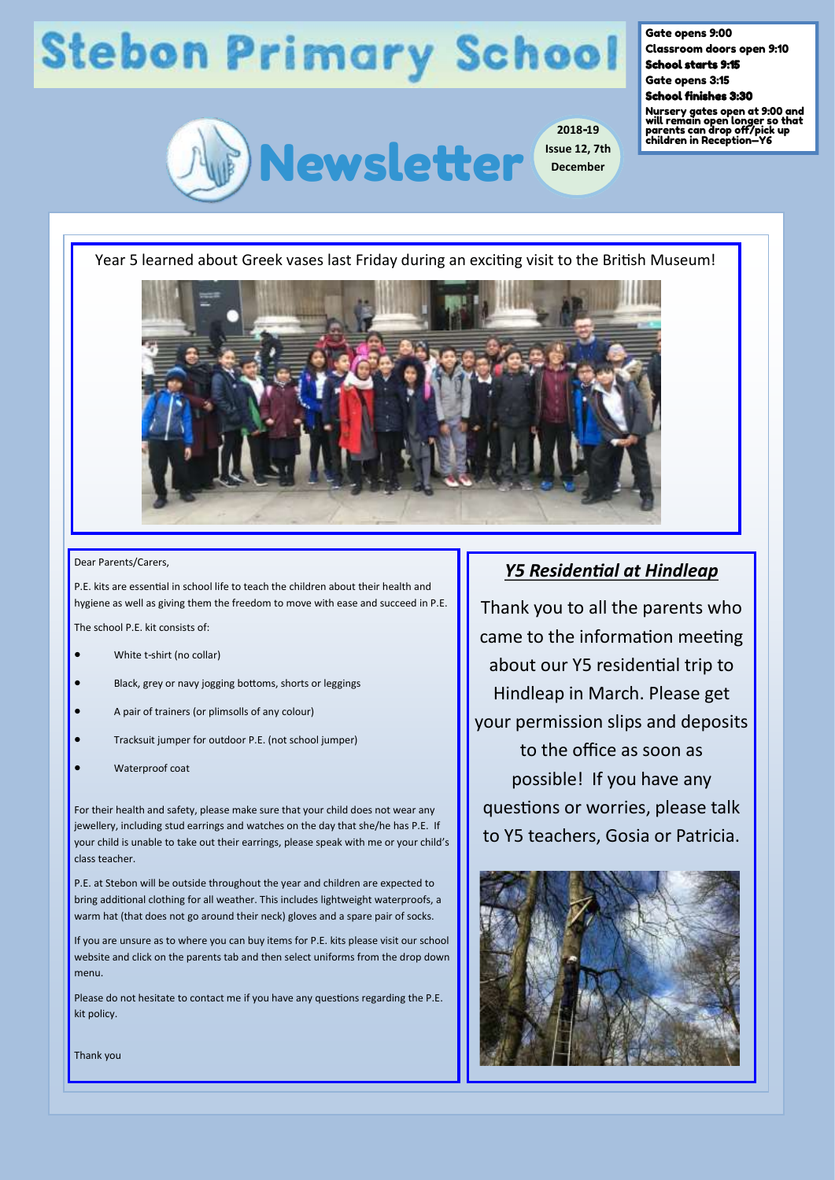# Stebon Primary School

**Gate opens 9:00**
**Classroom doors open 9:10**
**School starts 9:15**
**Gate opens 3:15**
**School finishes 3:30**
**Nursery gates open at 9:00 and will remain open longer so that parents can drop off/pick up children in Reception—Y6**

## Newsletter

**2018-19**
**Issue 12, 7th December**

Year 5 learned about Greek vases last Friday during an exciting visit to the British Museum!

Dear Parents/Carers,

P.E. kits are essential in school life to teach the children about their health and hygiene as well as giving them the freedom to move with ease and succeed in P.E.

The school P.E. kit consists of:

- White t-shirt (no collar)
- Black, grey or navy jogging bottoms, shorts or leggings
- A pair of trainers (or plimsolls of any colour)
- Tracksuit jumper for outdoor P.E. (not school jumper)
- Waterproof coat

For their health and safety, please make sure that your child does not wear any jewellery, including stud earrings and watches on the day that she/he has P.E. If your child is unable to take out their earrings, please speak with me or your child's class teacher.

P.E. at Stebon will be outside throughout the year and children are expected to bring additional clothing for all weather. This includes lightweight waterproofs, a warm hat (that does not go around their neck) gloves and a spare pair of socks.

If you are unsure as to where you can buy items for P.E. kits please visit our school website and click on the parents tab and then select uniforms from the drop down menu.

Please do not hesitate to contact me if you have any questions regarding the P.E. kit policy.

Thank you

## *Y5 Residential at Hindleap*

Thank you to all the parents who came to the information meeting about our Y5 residential trip to Hindleap in March. Please get your permission slips and deposits to the office as soon as possible! If you have any questions or worries, please talk to Y5 teachers, Gosia or Patricia.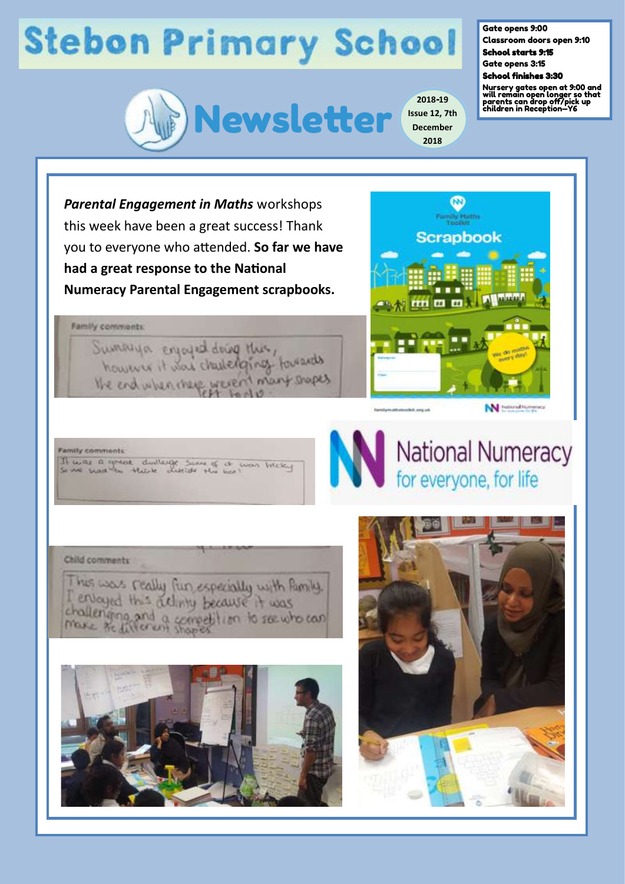# Stebon Primary School

# Newsletter

2018-19 Issue 12, 7th December 2018

**Gate opens 9:00**
**Classroom doors open 9:10**
**School starts 9:15**
**Gate opens 3:15**
**School finishes 3:30**
**Nursery gates open at 9:00 and will remain open longer so that parents can drop off/pick up children in Reception—Y6**

***Parental Engagement in Maths*** workshops this week have been a great success! Thank you to everyone who attended. **So far we have had a great response to the National Numeracy Parental Engagement scrapbooks.**

Family comments

Sumaiya enjoyed doing this, however it was challenging towards the end when there weren't many shapes left to do.

Family comments

It was a great challenge. Some of it was tricky so we had to think outside the box!

Child comments

This was really fun especially with family. I enjoyed this activity because it was challenging and a competition to see who can make the different shapes.

National Numeracy for everyone, for life